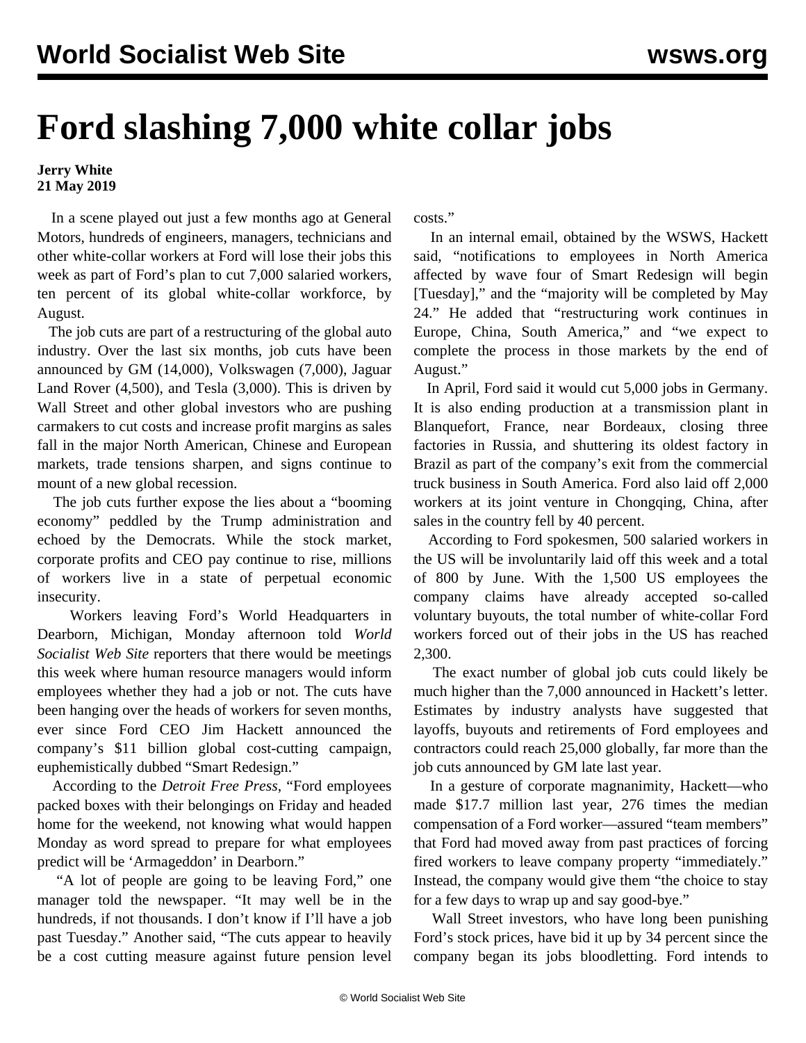# Ford slashing 7,000 white collar jobs

**Jerry White**
**21 May 2019**

In a scene played out just a few months ago at General Motors, hundreds of engineers, managers, technicians and other white-collar workers at Ford will lose their jobs this week as part of Ford's plan to cut 7,000 salaried workers, ten percent of its global white-collar workforce, by August.

The job cuts are part of a restructuring of the global auto industry. Over the last six months, job cuts have been announced by GM (14,000), Volkswagen (7,000), Jaguar Land Rover (4,500), and Tesla (3,000). This is driven by Wall Street and other global investors who are pushing carmakers to cut costs and increase profit margins as sales fall in the major North American, Chinese and European markets, trade tensions sharpen, and signs continue to mount of a new global recession.

The job cuts further expose the lies about a "booming economy" peddled by the Trump administration and echoed by the Democrats. While the stock market, corporate profits and CEO pay continue to rise, millions of workers live in a state of perpetual economic insecurity.

Workers leaving Ford's World Headquarters in Dearborn, Michigan, Monday afternoon told *World Socialist Web Site* reporters that there would be meetings this week where human resource managers would inform employees whether they had a job or not. The cuts have been hanging over the heads of workers for seven months, ever since Ford CEO Jim Hackett announced the company's $11 billion global cost-cutting campaign, euphemistically dubbed "Smart Redesign."

According to the *Detroit Free Press*, "Ford employees packed boxes with their belongings on Friday and headed home for the weekend, not knowing what would happen Monday as word spread to prepare for what employees predict will be 'Armageddon' in Dearborn."

"A lot of people are going to be leaving Ford," one manager told the newspaper. "It may well be in the hundreds, if not thousands. I don't know if I'll have a job past Tuesday." Another said, "The cuts appear to heavily be a cost cutting measure against future pension level costs."

In an internal email, obtained by the WSWS, Hackett said, "notifications to employees in North America affected by wave four of Smart Redesign will begin [Tuesday]," and the "majority will be completed by May 24." He added that "restructuring work continues in Europe, China, South America," and "we expect to complete the process in those markets by the end of August."

In April, Ford said it would cut 5,000 jobs in Germany. It is also ending production at a transmission plant in Blanquefort, France, near Bordeaux, closing three factories in Russia, and shuttering its oldest factory in Brazil as part of the company's exit from the commercial truck business in South America. Ford also laid off 2,000 workers at its joint venture in Chongqing, China, after sales in the country fell by 40 percent.

According to Ford spokesmen, 500 salaried workers in the US will be involuntarily laid off this week and a total of 800 by June. With the 1,500 US employees the company claims have already accepted so-called voluntary buyouts, the total number of white-collar Ford workers forced out of their jobs in the US has reached 2,300.

The exact number of global job cuts could likely be much higher than the 7,000 announced in Hackett's letter. Estimates by industry analysts have suggested that layoffs, buyouts and retirements of Ford employees and contractors could reach 25,000 globally, far more than the job cuts announced by GM late last year.

In a gesture of corporate magnanimity, Hackett—who made $17.7 million last year, 276 times the median compensation of a Ford worker—assured "team members" that Ford had moved away from past practices of forcing fired workers to leave company property "immediately." Instead, the company would give them "the choice to stay for a few days to wrap up and say good-bye."

Wall Street investors, who have long been punishing Ford's stock prices, have bid it up by 34 percent since the company began its jobs bloodletting. Ford intends to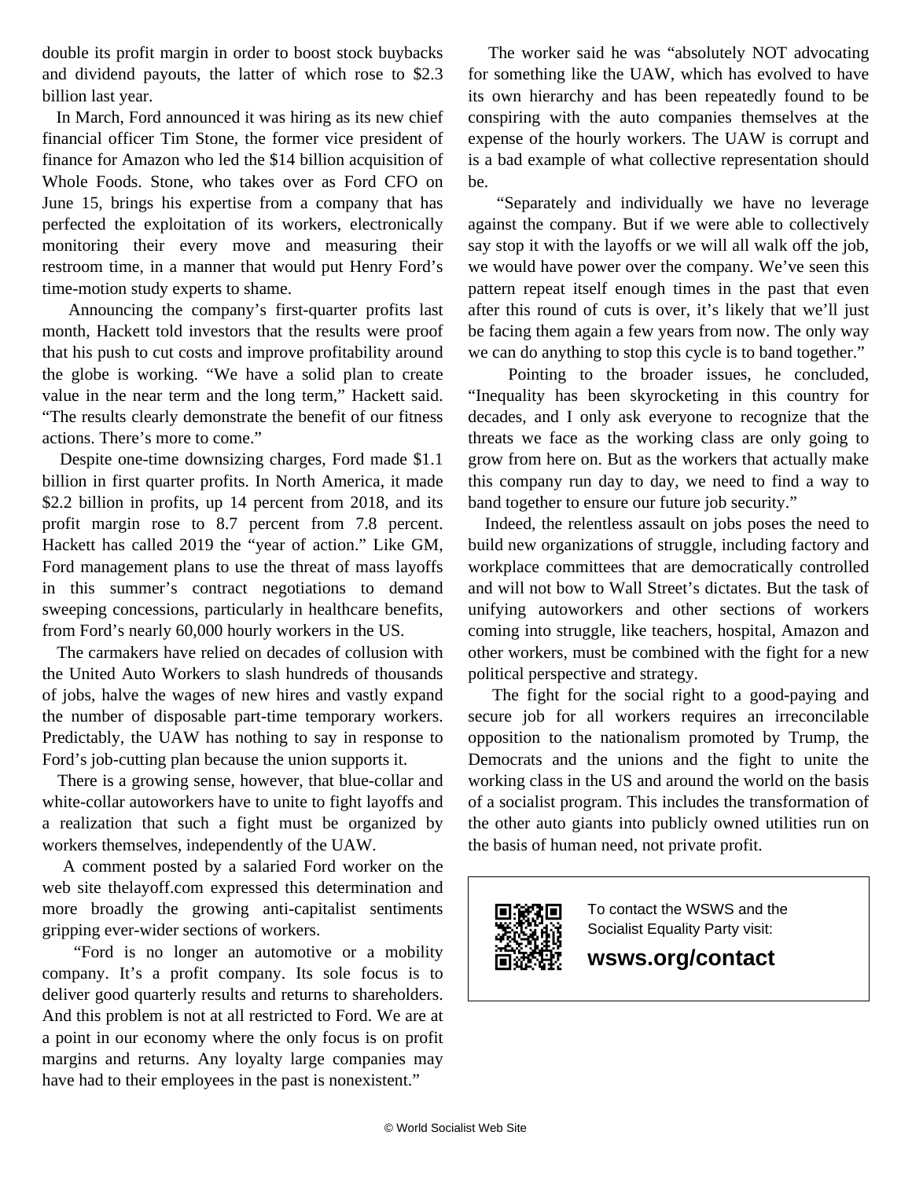double its profit margin in order to boost stock buybacks and dividend payouts, the latter of which rose to $2.3 billion last year.

In March, Ford announced it was hiring as its new chief financial officer Tim Stone, the former vice president of finance for Amazon who led the $14 billion acquisition of Whole Foods. Stone, who takes over as Ford CFO on June 15, brings his expertise from a company that has perfected the exploitation of its workers, electronically monitoring their every move and measuring their restroom time, in a manner that would put Henry Ford's time-motion study experts to shame.

Announcing the company's first-quarter profits last month, Hackett told investors that the results were proof that his push to cut costs and improve profitability around the globe is working. "We have a solid plan to create value in the near term and the long term," Hackett said. "The results clearly demonstrate the benefit of our fitness actions. There's more to come."

Despite one-time downsizing charges, Ford made $1.1 billion in first quarter profits. In North America, it made $2.2 billion in profits, up 14 percent from 2018, and its profit margin rose to 8.7 percent from 7.8 percent. Hackett has called 2019 the "year of action." Like GM, Ford management plans to use the threat of mass layoffs in this summer's contract negotiations to demand sweeping concessions, particularly in healthcare benefits, from Ford's nearly 60,000 hourly workers in the US.

The carmakers have relied on decades of collusion with the United Auto Workers to slash hundreds of thousands of jobs, halve the wages of new hires and vastly expand the number of disposable part-time temporary workers. Predictably, the UAW has nothing to say in response to Ford's job-cutting plan because the union supports it.

There is a growing sense, however, that blue-collar and white-collar autoworkers have to unite to fight layoffs and a realization that such a fight must be organized by workers themselves, independently of the UAW.

A comment posted by a salaried Ford worker on the web site thelayoff.com expressed this determination and more broadly the growing anti-capitalist sentiments gripping ever-wider sections of workers.

"Ford is no longer an automotive or a mobility company. It's a profit company. Its sole focus is to deliver good quarterly results and returns to shareholders. And this problem is not at all restricted to Ford. We are at a point in our economy where the only focus is on profit margins and returns. Any loyalty large companies may have had to their employees in the past is nonexistent."

The worker said he was "absolutely NOT advocating for something like the UAW, which has evolved to have its own hierarchy and has been repeatedly found to be conspiring with the auto companies themselves at the expense of the hourly workers. The UAW is corrupt and is a bad example of what collective representation should be.

"Separately and individually we have no leverage against the company. But if we were able to collectively say stop it with the layoffs or we will all walk off the job, we would have power over the company. We've seen this pattern repeat itself enough times in the past that even after this round of cuts is over, it's likely that we'll just be facing them again a few years from now. The only way we can do anything to stop this cycle is to band together."

Pointing to the broader issues, he concluded, "Inequality has been skyrocketing in this country for decades, and I only ask everyone to recognize that the threats we face as the working class are only going to grow from here on. But as the workers that actually make this company run day to day, we need to find a way to band together to ensure our future job security."

Indeed, the relentless assault on jobs poses the need to build new organizations of struggle, including factory and workplace committees that are democratically controlled and will not bow to Wall Street's dictates. But the task of unifying autoworkers and other sections of workers coming into struggle, like teachers, hospital, Amazon and other workers, must be combined with the fight for a new political perspective and strategy.

The fight for the social right to a good-paying and secure job for all workers requires an irreconcilable opposition to the nationalism promoted by Trump, the Democrats and the unions and the fight to unite the working class in the US and around the world on the basis of a socialist program. This includes the transformation of the other auto giants into publicly owned utilities run on the basis of human need, not private profit.

To contact the WSWS and the Socialist Equality Party visit:

**wsws.org/contact**